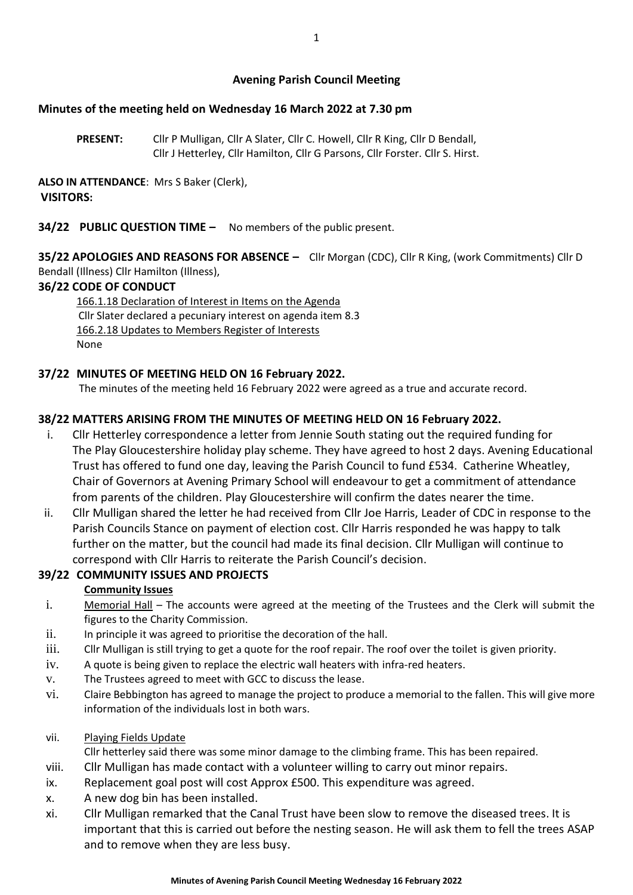# Avening Parish Council Meeting

## Minutes of the meeting held on Wednesday 16 March 2022 at 7.30 pm

**PRESENT:** Cllr P Mulligan, Cllr A Slater, Cllr C. Howell, Cllr R King, Cllr D Bendall, Cllr J Hetterley, Cllr Hamilton, Cllr G Parsons, Cllr Forster. Cllr S. Hirst.

**ALSO IN ATTENDANCE**: Mrs S Baker (Clerk),
**VISITORS:**

**34/22 PUBLIC QUESTION TIME –** No members of the public present.

**35/22 APOLOGIES AND REASONS FOR ABSENCE –** Cllr Morgan (CDC), Cllr R King, (work Commitments) Cllr D Bendall (Illness) Cllr Hamilton (Illness),

**36/22 CODE OF CONDUCT**

166.1.18 Declaration of Interest in Items on the Agenda
Cllr Slater declared a pecuniary interest on agenda item 8.3
166.2.18 Updates to Members Register of Interests
None

**37/22 MINUTES OF MEETING HELD ON 16 February 2022.**

The minutes of the meeting held 16 February 2022 were agreed as a true and accurate record.

**38/22 MATTERS ARISING FROM THE MINUTES OF MEETING HELD ON 16 February 2022.**

i. Cllr Hetterley correspondence a letter from Jennie South stating out the required funding for The Play Gloucestershire holiday play scheme. They have agreed to host 2 days. Avening Educational Trust has offered to fund one day, leaving the Parish Council to fund £534. Catherine Wheatley, Chair of Governors at Avening Primary School will endeavour to get a commitment of attendance from parents of the children. Play Gloucestershire will confirm the dates nearer the time.
ii. Cllr Mulligan shared the letter he had received from Cllr Joe Harris, Leader of CDC in response to the Parish Councils Stance on payment of election cost. Cllr Harris responded he was happy to talk further on the matter, but the council had made its final decision. Cllr Mulligan will continue to correspond with Cllr Harris to reiterate the Parish Council's decision.

**39/22 COMMUNITY ISSUES AND PROJECTS**

**Community Issues**

i. Memorial Hall – The accounts were agreed at the meeting of the Trustees and the Clerk will submit the figures to the Charity Commission.
ii. In principle it was agreed to prioritise the decoration of the hall.
iii. Cllr Mulligan is still trying to get a quote for the roof repair. The roof over the toilet is given priority.
iv. A quote is being given to replace the electric wall heaters with infra-red heaters.
v. The Trustees agreed to meet with GCC to discuss the lease.
vi. Claire Bebbington has agreed to manage the project to produce a memorial to the fallen. This will give more information of the individuals lost in both wars.
vii. Playing Fields Update
Cllr hetterley said there was some minor damage to the climbing frame. This has been repaired.
viii. Cllr Mulligan has made contact with a volunteer willing to carry out minor repairs.
ix. Replacement goal post will cost Approx £500. This expenditure was agreed.
x. A new dog bin has been installed.
xi. Cllr Mulligan remarked that the Canal Trust have been slow to remove the diseased trees. It is important that this is carried out before the nesting season. He will ask them to fell the trees ASAP and to remove when they are less busy.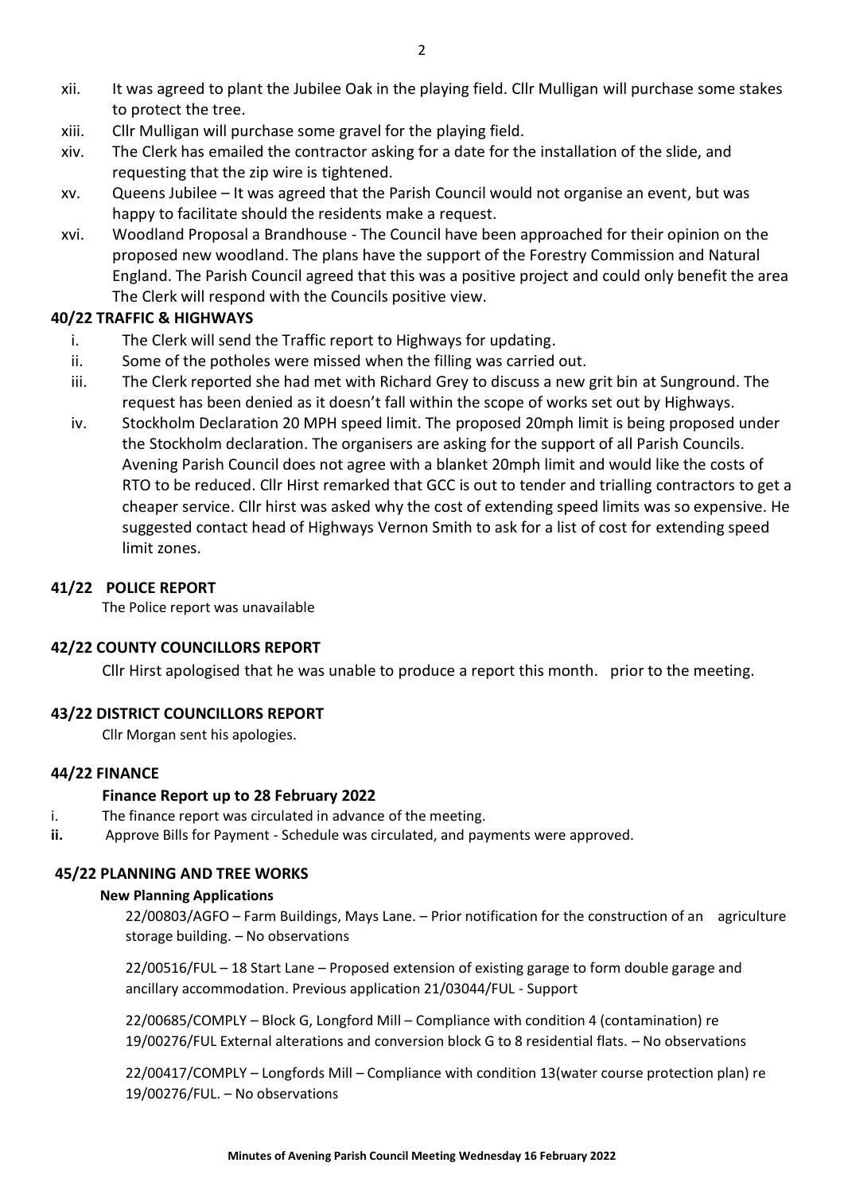xii. It was agreed to plant the Jubilee Oak in the playing field. Cllr Mulligan will purchase some stakes to protect the tree.

xiii. Cllr Mulligan will purchase some gravel for the playing field.

xiv. The Clerk has emailed the contractor asking for a date for the installation of the slide, and requesting that the zip wire is tightened.

xv. Queens Jubilee – It was agreed that the Parish Council would not organise an event, but was happy to facilitate should the residents make a request.

xvi. Woodland Proposal a Brandhouse - The Council have been approached for their opinion on the proposed new woodland. The plans have the support of the Forestry Commission and Natural England. The Parish Council agreed that this was a positive project and could only benefit the area The Clerk will respond with the Councils positive view.

**40/22 TRAFFIC & HIGHWAYS**

i. The Clerk will send the Traffic report to Highways for updating.

ii. Some of the potholes were missed when the filling was carried out.

iii. The Clerk reported she had met with Richard Grey to discuss a new grit bin at Sunground. The request has been denied as it doesn't fall within the scope of works set out by Highways.

iv. Stockholm Declaration 20 MPH speed limit. The proposed 20mph limit is being proposed under the Stockholm declaration. The organisers are asking for the support of all Parish Councils. Avening Parish Council does not agree with a blanket 20mph limit and would like the costs of RTO to be reduced. Cllr Hirst remarked that GCC is out to tender and trialling contractors to get a cheaper service. Cllr hirst was asked why the cost of extending speed limits was so expensive. He suggested contact head of Highways Vernon Smith to ask for a list of cost for extending speed limit zones.

**41/22 POLICE REPORT**

The Police report was unavailable

**42/22 COUNTY COUNCILLORS REPORT**

Cllr Hirst apologised that he was unable to produce a report this month. prior to the meeting.

**43/22 DISTRICT COUNCILLORS REPORT**

Cllr Morgan sent his apologies.

**44/22 FINANCE**

**Finance Report up to 28 February 2022**

i. The finance report was circulated in advance of the meeting.

**ii.** Approve Bills for Payment - Schedule was circulated, and payments were approved.

**45/22 PLANNING AND TREE WORKS**

**New Planning Applications**

22/00803/AGFO – Farm Buildings, Mays Lane. – Prior notification for the construction of an agriculture storage building. – No observations

22/00516/FUL – 18 Start Lane – Proposed extension of existing garage to form double garage and ancillary accommodation. Previous application 21/03044/FUL - Support

22/00685/COMPLY – Block G, Longford Mill – Compliance with condition 4 (contamination) re 19/00276/FUL External alterations and conversion block G to 8 residential flats. – No observations

22/00417/COMPLY – Longfords Mill – Compliance with condition 13(water course protection plan) re 19/00276/FUL. – No observations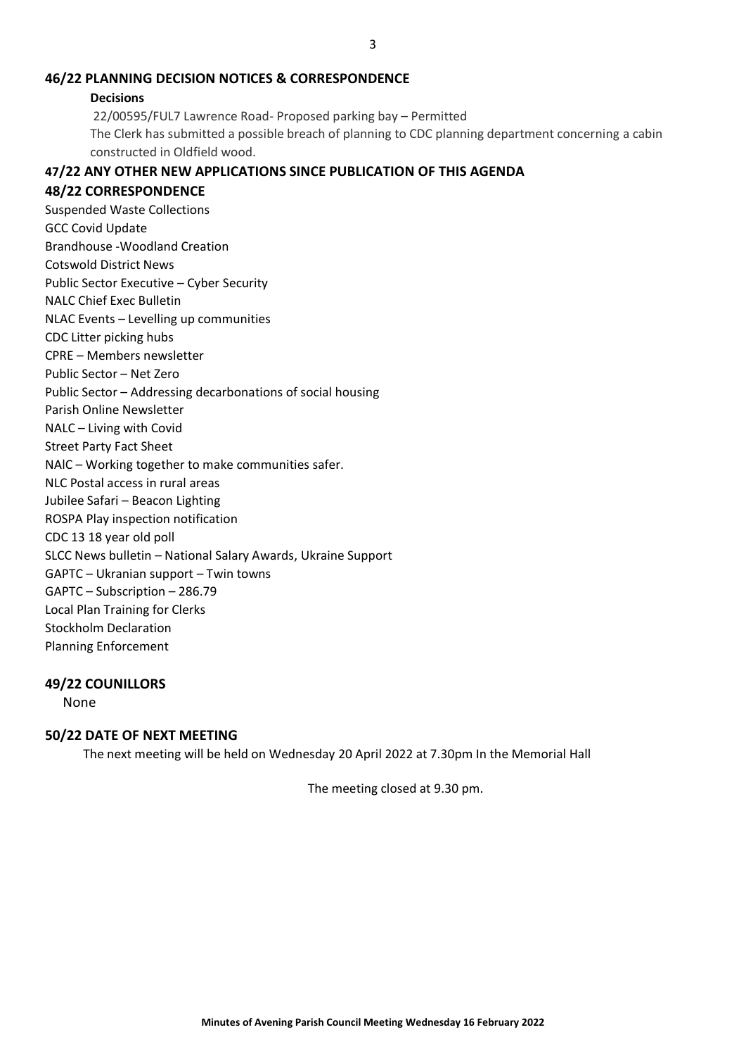## 46/22 PLANNING DECISION NOTICES & CORRESPONDENCE

**Decisions**

22/00595/FUL7 Lawrence Road- Proposed parking bay – Permitted

The Clerk has submitted a possible breach of planning to CDC planning department concerning a cabin constructed in Oldfield wood.

## 47/22 ANY OTHER NEW APPLICATIONS SINCE PUBLICATION OF THIS AGENDA

## 48/22 CORRESPONDENCE

Suspended Waste Collections
GCC Covid Update
Brandhouse -Woodland Creation
Cotswold District News
Public Sector Executive – Cyber Security
NALC Chief Exec Bulletin
NLAC Events – Levelling up communities
CDC Litter picking hubs
CPRE – Members newsletter
Public Sector – Net Zero
Public Sector – Addressing decarbonations of social housing
Parish Online Newsletter
NALC – Living with Covid
Street Party Fact Sheet
NAlC – Working together to make communities safer.
NLC Postal access in rural areas
Jubilee Safari – Beacon Lighting
ROSPA Play inspection notification
CDC 13 18 year old poll
SLCC News bulletin – National Salary Awards, Ukraine Support
GAPTC – Ukranian support – Twin towns
GAPTC – Subscription – 286.79
Local Plan Training for Clerks
Stockholm Declaration
Planning Enforcement

## 49/22 COUNILLORS

None

## 50/22 DATE OF NEXT MEETING

The next meeting will be held on Wednesday 20 April 2022 at 7.30pm In the Memorial Hall

The meeting closed at 9.30 pm.